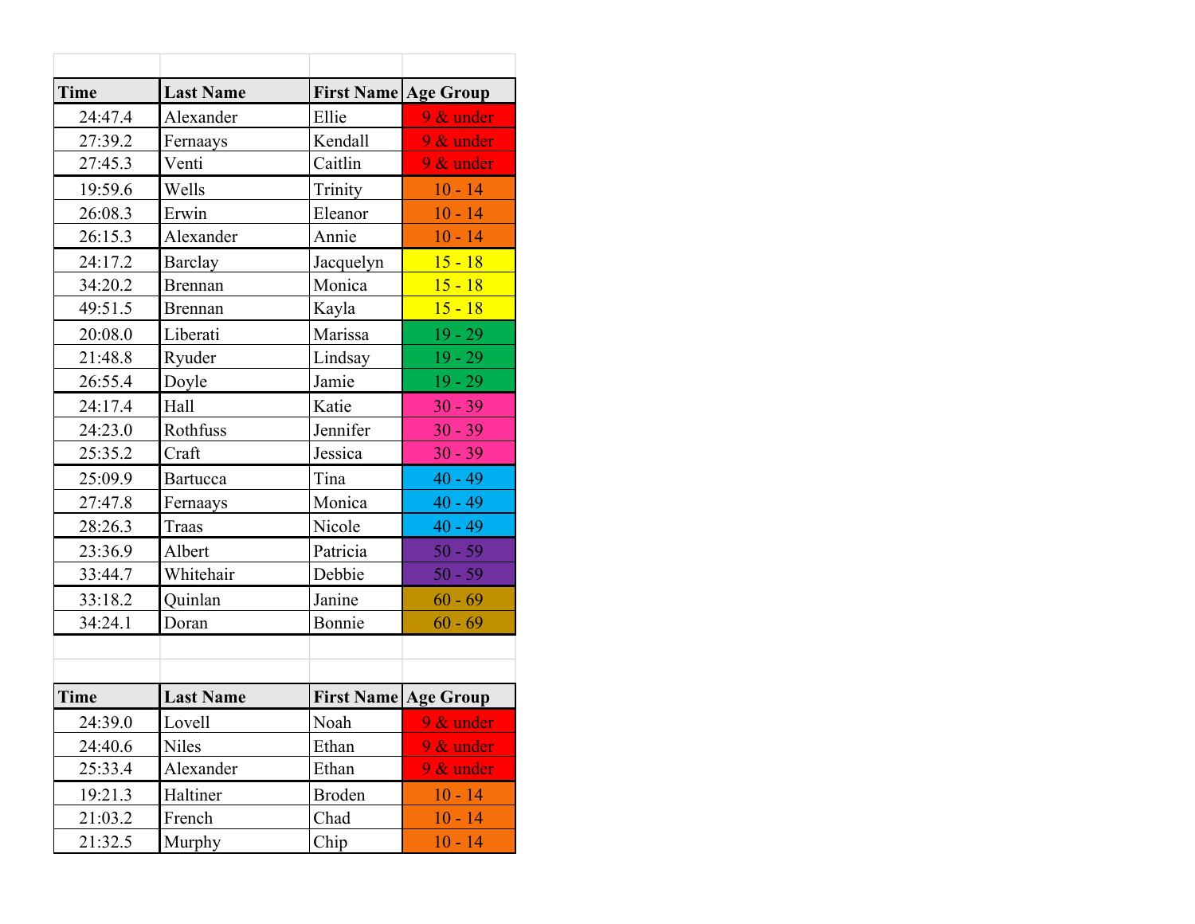| Time | Last Name | First Name | Age Group |
|---|---|---|---|
| 24:47.4 | Alexander | Ellie | 9 & under |
| 27:39.2 | Fernaays | Kendall | 9 & under |
| 27:45.3 | Venti | Caitlin | 9 & under |
| 19:59.6 | Wells | Trinity | 10 - 14 |
| 26:08.3 | Erwin | Eleanor | 10 - 14 |
| 26:15.3 | Alexander | Annie | 10 - 14 |
| 24:17.2 | Barclay | Jacquelyn | 15 - 18 |
| 34:20.2 | Brennan | Monica | 15 - 18 |
| 49:51.5 | Brennan | Kayla | 15 - 18 |
| 20:08.0 | Liberati | Marissa | 19 - 29 |
| 21:48.8 | Ryuder | Lindsay | 19 - 29 |
| 26:55.4 | Doyle | Jamie | 19 - 29 |
| 24:17.4 | Hall | Katie | 30 - 39 |
| 24:23.0 | Rothfuss | Jennifer | 30 - 39 |
| 25:35.2 | Craft | Jessica | 30 - 39 |
| 25:09.9 | Bartucca | Tina | 40 - 49 |
| 27:47.8 | Fernaays | Monica | 40 - 49 |
| 28:26.3 | Traas | Nicole | 40 - 49 |
| 23:36.9 | Albert | Patricia | 50 - 59 |
| 33:44.7 | Whitehair | Debbie | 50 - 59 |
| 33:18.2 | Quinlan | Janine | 60 - 69 |
| 34:24.1 | Doran | Bonnie | 60 - 69 |

| Time | Last Name | First Name | Age Group |
|---|---|---|---|
| 24:39.0 | Lovell | Noah | 9 & under |
| 24:40.6 | Niles | Ethan | 9 & under |
| 25:33.4 | Alexander | Ethan | 9 & under |
| 19:21.3 | Haltiner | Broden | 10 - 14 |
| 21:03.2 | French | Chad | 10 - 14 |
| 21:32.5 | Murphy | Chip | 10 - 14 |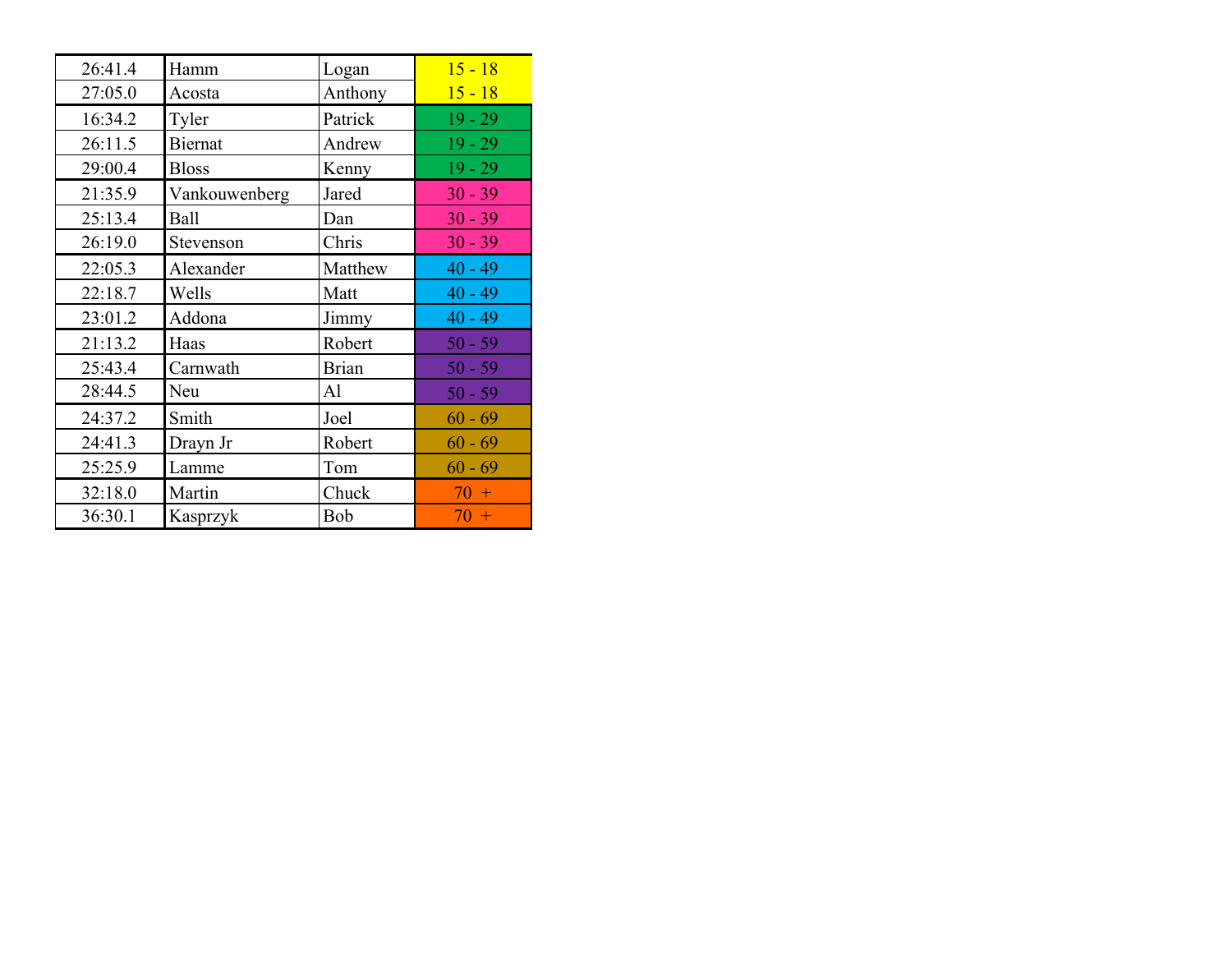| | | | |
|---|---|---|---|
| 26:41.4 | Hamm | Logan | 15 - 18 |
| 27:05.0 | Acosta | Anthony | 15 - 18 |
| 16:34.2 | Tyler | Patrick | 19 - 29 |
| 26:11.5 | Biernat | Andrew | 19 - 29 |
| 29:00.4 | Bloss | Kenny | 19 - 29 |
| 21:35.9 | Vankouwenberg | Jared | 30 - 39 |
| 25:13.4 | Ball | Dan | 30 - 39 |
| 26:19.0 | Stevenson | Chris | 30 - 39 |
| 22:05.3 | Alexander | Matthew | 40 - 49 |
| 22:18.7 | Wells | Matt | 40 - 49 |
| 23:01.2 | Addona | Jimmy | 40 - 49 |
| 21:13.2 | Haas | Robert | 50 - 59 |
| 25:43.4 | Carnwath | Brian | 50 - 59 |
| 28:44.5 | Neu | Al | 50 - 59 |
| 24:37.2 | Smith | Joel | 60 - 69 |
| 24:41.3 | Drayn Jr | Robert | 60 - 69 |
| 25:25.9 | Lamme | Tom | 60 - 69 |
| 32:18.0 | Martin | Chuck | 70 + |
| 36:30.1 | Kasprzyk | Bob | 70 + |